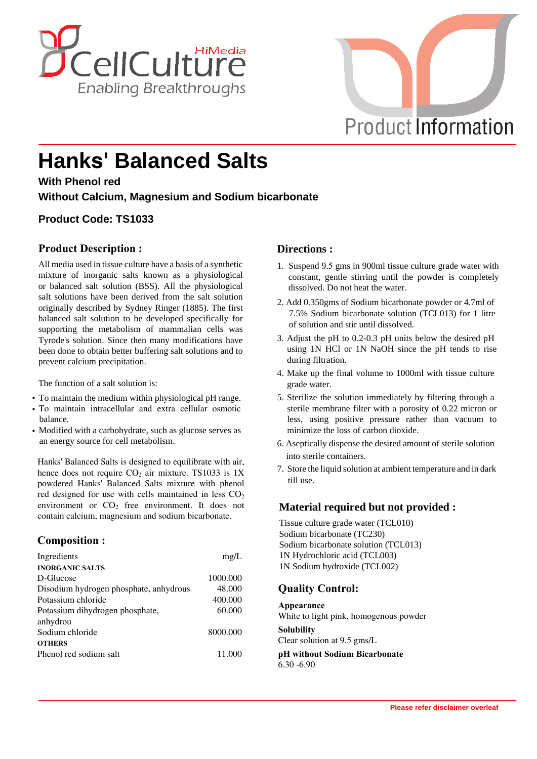HiMedia CellCulture
Enabling Breakthroughs

Product Information

# Hanks' Balanced Salts

**With Phenol red**

**Without Calcium, Magnesium and Sodium bicarbonate**

**Product Code: TS1033**

## Product Description :

All media used in tissue culture have a basis of a synthetic mixture of inorganic salts known as a physiological or balanced salt solution (BSS). All the physiological salt solutions have been derived from the salt solution originally described by Sydney Ringer (1885). The first balanced salt solution to be developed specifically for supporting the metabolism of mammalian cells was Tyrode's solution. Since then many modifications have been done to obtain better buffering salt solutions and to prevent calcium precipitation.

The function of a salt solution is:

- To maintain the medium within physiological pH range.
- To maintain intracellular and extra cellular osmotic balance.
- Modified with a carbohydrate, such as glucose serves as an energy source for cell metabolism.

Hanks' Balanced Salts is designed to equilibrate with air, hence does not require $CO_2$ air mixture. TS1033 is 1X powdered Hanks' Balanced Salts mixture with phenol red designed for use with cells maintained in less $CO_2$ environment or $CO_2$ free environment. It does not contain calcium, magnesium and sodium bicarbonate.

## Composition :

| Ingredients | mg/L |
|---|---|
| **INORGANIC SALTS** | |
| D-Glucose | 1000.000 |
| Disodium hydrogen phosphate, anhydrous | 48.000 |
| Potassium chloride | 400.000 |
| Potassium dihydrogen phosphate, anhydrou | 60.000 |
| Sodium chloride | 8000.000 |
| **OTHERS** | |
| Phenol red sodium salt | 11.000 |

## Directions :

1. Suspend 9.5 gms in 900ml tissue culture grade water with constant, gentle stirring until the powder is completely dissolved. Do not heat the water.
2. Add 0.350gms of Sodium bicarbonate powder or 4.7ml of 7.5% Sodium bicarbonate solution (TCL013) for 1 litre of solution and stir until dissolved.
3. Adjust the pH to 0.2-0.3 pH units below the desired pH using 1N HCl or 1N NaOH since the pH tends to rise during filtration.
4. Make up the final volume to 1000ml with tissue culture grade water.
5. Sterilize the solution immediately by filtering through a sterile membrane filter with a porosity of 0.22 micron or less, using positive pressure rather than vacuum to minimize the loss of carbon dioxide.
6. Aseptically dispense the desired amount of sterile solution into sterile containers.
7. Store the liquid solution at ambient temperature and in dark till use.

## Material required but not provided :

Tissue culture grade water (TCL010)
Sodium bicarbonate (TC230)
Sodium bicarbonate solution (TCL013)
1N Hydrochloric acid (TCL003)
1N Sodium hydroxide (TCL002)

## Quality Control:

**Appearance**
White to light pink, homogenous powder

**Solubility**
Clear solution at 9.5 gms/L

**pH without Sodium Bicarbonate**
6.30 -6.90

**Please refer disclaimer overleaf**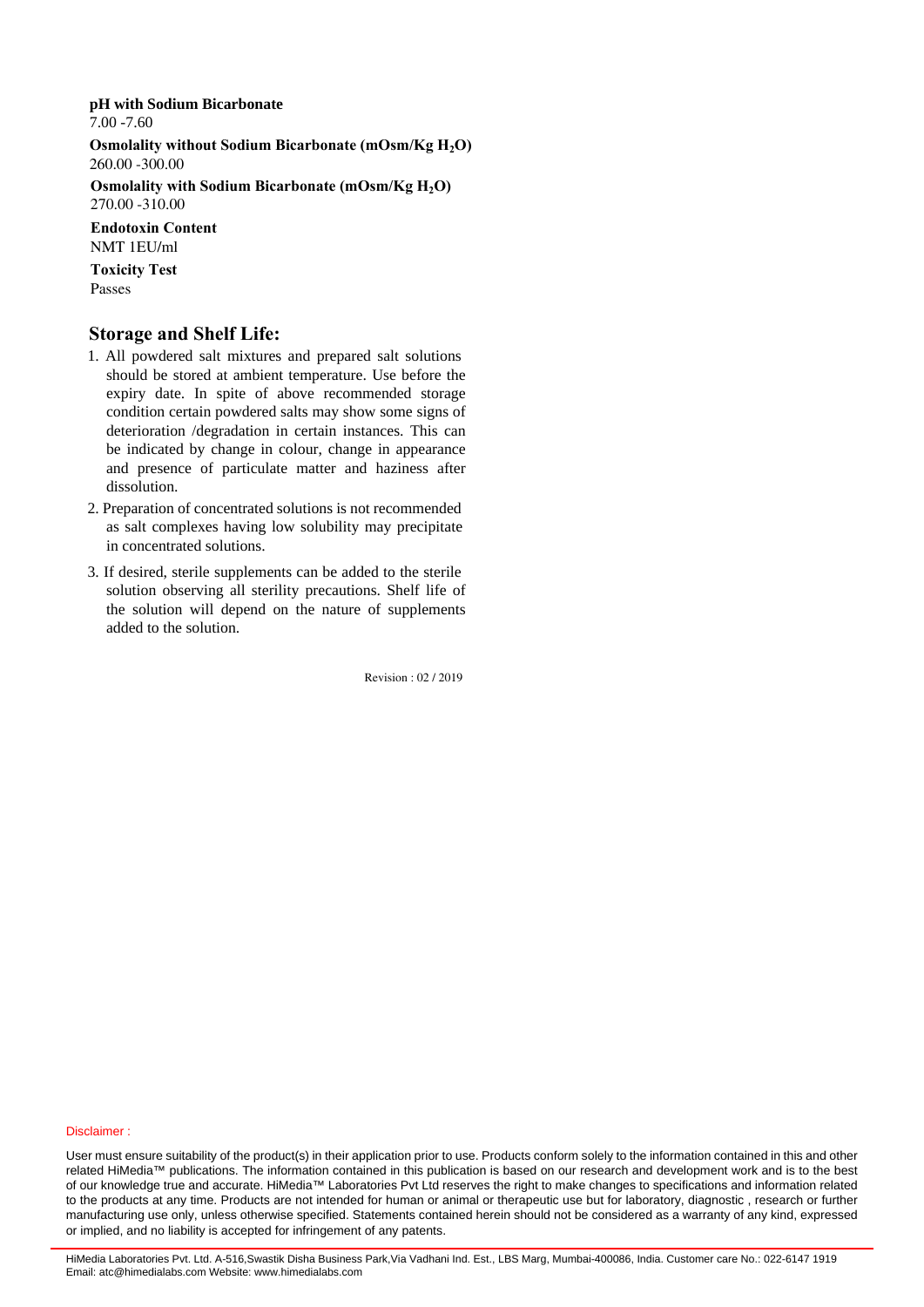**pH with Sodium Bicarbonate**
7.00 -7.60

**Osmolality without Sodium Bicarbonate (mOsm/Kg $H_2O$)**
260.00 -300.00

**Osmolality with Sodium Bicarbonate (mOsm/Kg $H_2O$)**
270.00 -310.00

**Endotoxin Content**
NMT 1EU/ml

**Toxicity Test**
Passes

## Storage and Shelf Life:

1. All powdered salt mixtures and prepared salt solutions should be stored at ambient temperature. Use before the expiry date. In spite of above recommended storage condition certain powdered salts may show some signs of deterioration /degradation in certain instances. This can be indicated by change in colour, change in appearance and presence of particulate matter and haziness after dissolution.
2. Preparation of concentrated solutions is not recommended as salt complexes having low solubility may precipitate in concentrated solutions.
3. If desired, sterile supplements can be added to the sterile solution observing all sterility precautions. Shelf life of the solution will depend on the nature of supplements added to the solution.

Revision : 02 / 2019

Disclaimer :

User must ensure suitability of the product(s) in their application prior to use. Products conform solely to the information contained in this and other related HiMedia™ publications. The information contained in this publication is based on our research and development work and is to the best of our knowledge true and accurate. HiMedia™ Laboratories Pvt Ltd reserves the right to make changes to specifications and information related to the products at any time. Products are not intended for human or animal or therapeutic use but for laboratory, diagnostic , research or further manufacturing use only, unless otherwise specified. Statements contained herein should not be considered as a warranty of any kind, expressed or implied, and no liability is accepted for infringement of any patents.

HiMedia Laboratories Pvt. Ltd. A-516,Swastik Disha Business Park,Via Vadhani Ind. Est., LBS Marg, Mumbai-400086, India. Customer care No.: 022-6147 1919 Email: atc@himedialabs.com Website: www.himedialabs.com